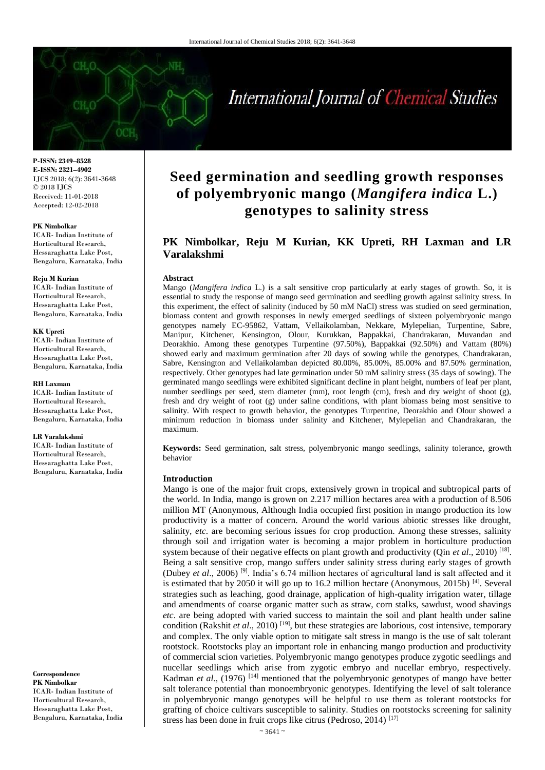P-ISSN: 2349–8528
E-ISSN: 2321–4902
IJCS 2018; 6(2): 3641-3648
© 2018 IJCS
Received: 11-01-2018
Accepted: 12-02-2018

**PK Nimbolkar**
ICAR- Indian Institute of Horticultural Research, Hessaraghatta Lake Post, Bengaluru, Karnataka, India

**Reju M Kurian**
ICAR- Indian Institute of Horticultural Research, Hessaraghatta Lake Post, Bengaluru, Karnataka, India

**KK Upreti**
ICAR- Indian Institute of Horticultural Research, Hessaraghatta Lake Post, Bengaluru, Karnataka, India

**RH Laxman**
ICAR- Indian Institute of Horticultural Research, Hessaraghatta Lake Post, Bengaluru, Karnataka, India

**LR Varalakshmi**
ICAR- Indian Institute of Horticultural Research, Hessaraghatta Lake Post, Bengaluru, Karnataka, India

**Correspondence**
**PK Nimbolkar**
ICAR- Indian Institute of Horticultural Research, Hessaraghatta Lake Post, Bengaluru, Karnataka, India

# Seed germination and seedling growth responses of polyembryonic mango (*Mangifera indica* L.) genotypes to salinity stress

**PK Nimbolkar, Reju M Kurian, KK Upreti, RH Laxman and LR Varalakshmi**

## Abstract

Mango (*Mangifera indica* L.) is a salt sensitive crop particularly at early stages of growth. So, it is essential to study the response of mango seed germination and seedling growth against salinity stress. In this experiment, the effect of salinity (induced by 50 mM NaCl) stress was studied on seed germination, biomass content and growth responses in newly emerged seedlings of sixteen polyembryonic mango genotypes namely EC-95862, Vattam, Vellaikolamban, Nekkare, Mylepelian, Turpentine, Sabre, Manipur, Kitchener, Kensington, Olour, Kurukkan, Bappakkai, Chandrakaran, Muvandan and Deorakhio. Among these genotypes Turpentine (97.50%), Bappakkai (92.50%) and Vattam (80%) showed early and maximum germination after 20 days of sowing while the genotypes, Chandrakaran, Sabre, Kensington and Vellaikolamban depicted 80.00%, 85.00%, 85.00% and 87.50% germination, respectively. Other genotypes had late germination under 50 mM salinity stress (35 days of sowing). The germinated mango seedlings were exhibited significant decline in plant height, numbers of leaf per plant, number seedlings per seed, stem diameter (mm), root length (cm), fresh and dry weight of shoot (g), fresh and dry weight of root (g) under saline conditions, with plant biomass being most sensitive to salinity. With respect to growth behavior, the genotypes Turpentine, Deorakhio and Olour showed a minimum reduction in biomass under salinity and Kitchener, Mylepelian and Chandrakaran, the maximum.

**Keywords:** Seed germination, salt stress, polyembryonic mango seedlings, salinity tolerance, growth behavior

## Introduction

Mango is one of the major fruit crops, extensively grown in tropical and subtropical parts of the world. In India, mango is grown on 2.217 million hectares area with a production of 8.506 million MT (Anonymous, Although India occupied first position in mango production its low productivity is a matter of concern. Around the world various abiotic stresses like drought, salinity, *etc*. are becoming serious issues for crop production. Among these stresses, salinity through soil and irrigation water is becoming a major problem in horticulture production system because of their negative effects on plant growth and productivity (Qin *et al*., 2010) [18]. Being a salt sensitive crop, mango suffers under salinity stress during early stages of growth (Dubey *et al*., 2006) [9]. India's 6.74 million hectares of agricultural land is salt affected and it is estimated that by 2050 it will go up to 16.2 million hectare (Anonymous, 2015b) [4]. Several strategies such as leaching, good drainage, application of high-quality irrigation water, tillage and amendments of coarse organic matter such as straw, corn stalks, sawdust, wood shavings *etc*. are being adopted with varied success to maintain the soil and plant health under saline condition (Rakshit *et al*., 2010) [19], but these strategies are laborious, cost intensive, temporary and complex. The only viable option to mitigate salt stress in mango is the use of salt tolerant rootstock. Rootstocks play an important role in enhancing mango production and productivity of commercial scion varieties. Polyembryonic mango genotypes produce zygotic seedlings and nucellar seedlings which arise from zygotic embryo and nucellar embryo, respectively. Kadman *et al*., (1976) [14] mentioned that the polyembryonic genotypes of mango have better salt tolerance potential than monoembryonic genotypes. Identifying the level of salt tolerance in polyembryonic mango genotypes will be helpful to use them as tolerant rootstocks for grafting of choice cultivars susceptible to salinity. Studies on rootstocks screening for salinity stress has been done in fruit crops like citrus (Pedroso, 2014) [17]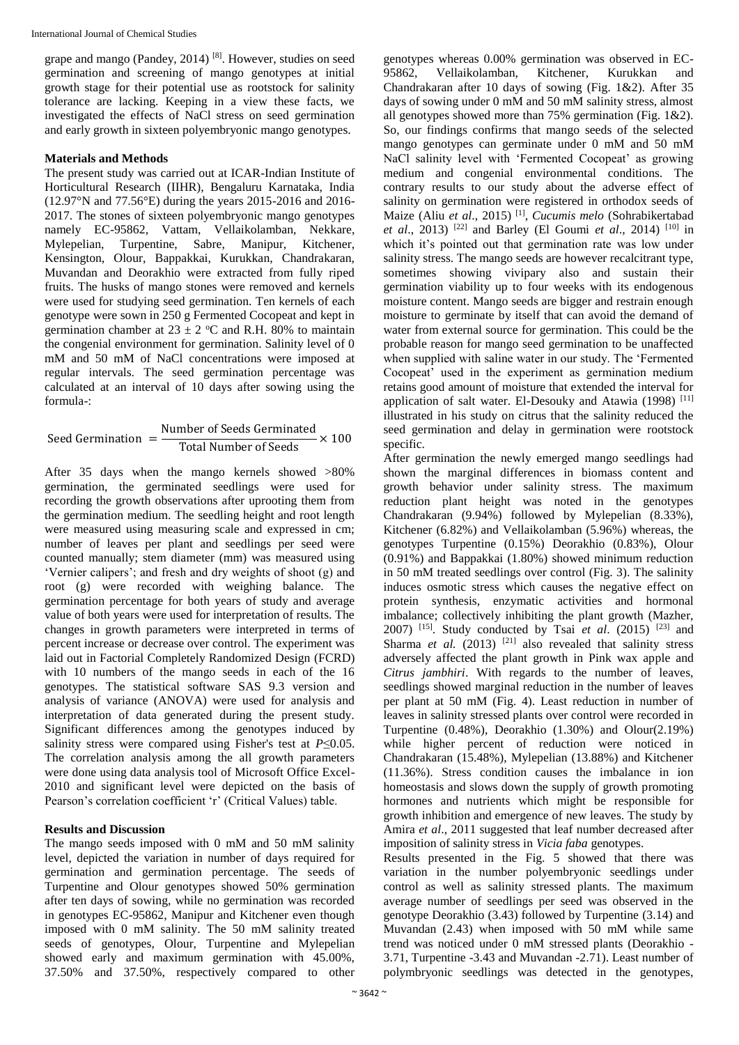grape and mango (Pandey, 2014) [8]. However, studies on seed germination and screening of mango genotypes at initial growth stage for their potential use as rootstock for salinity tolerance are lacking. Keeping in a view these facts, we investigated the effects of NaCl stress on seed germination and early growth in sixteen polyembryonic mango genotypes.

## Materials and Methods

The present study was carried out at ICAR-Indian Institute of Horticultural Research (IIHR), Bengaluru Karnataka, India (12.97°N and 77.56°E) during the years 2015-2016 and 2016-2017. The stones of sixteen polyembryonic mango genotypes namely EC-95862, Vattam, Vellaikolamban, Nekkare, Mylepelian, Turpentine, Sabre, Manipur, Kitchener, Kensington, Olour, Bappakkai, Kurukkan, Chandrakaran, Muvandan and Deorakhio were extracted from fully riped fruits. The husks of mango stones were removed and kernels were used for studying seed germination. Ten kernels of each genotype were sown in 250 g Fermented Cocopeat and kept in germination chamber at 23 ± 2 °C and R.H. 80% to maintain the congenial environment for germination. Salinity level of 0 mM and 50 mM of NaCl concentrations were imposed at regular intervals. The seed germination percentage was calculated at an interval of 10 days after sowing using the formula-:

$$\text{Seed Germination} = \frac{\text{Number of Seeds Germinated}}{\text{Total Number of Seeds}} \times 100$$

After 35 days when the mango kernels showed >80% germination, the germinated seedlings were used for recording the growth observations after uprooting them from the germination medium. The seedling height and root length were measured using measuring scale and expressed in cm; number of leaves per plant and seedlings per seed were counted manually; stem diameter (mm) was measured using 'Vernier calipers'; and fresh and dry weights of shoot (g) and root (g) were recorded with weighing balance. The germination percentage for both years of study and average value of both years were used for interpretation of results. The changes in growth parameters were interpreted in terms of percent increase or decrease over control. The experiment was laid out in Factorial Completely Randomized Design (FCRD) with 10 numbers of the mango seeds in each of the 16 genotypes. The statistical software SAS 9.3 version and analysis of variance (ANOVA) were used for analysis and interpretation of data generated during the present study. Significant differences among the genotypes induced by salinity stress were compared using Fisher's test at $P \leq 0.05$. The correlation analysis among the all growth parameters were done using data analysis tool of Microsoft Office Excel-2010 and significant level were depicted on the basis of Pearson's correlation coefficient 'r' (Critical Values) table.

## Results and Discussion

The mango seeds imposed with 0 mM and 50 mM salinity level, depicted the variation in number of days required for germination and germination percentage. The seeds of Turpentine and Olour genotypes showed 50% germination after ten days of sowing, while no germination was recorded in genotypes EC-95862, Manipur and Kitchener even though imposed with 0 mM salinity. The 50 mM salinity treated seeds of genotypes, Olour, Turpentine and Mylepelian showed early and maximum germination with 45.00%, 37.50% and 37.50%, respectively compared to other genotypes whereas 0.00% germination was observed in EC-95862, Vellaikolamban, Kitchener, Kurukkan and Chandrakaran after 10 days of sowing (Fig. 1&2). After 35 days of sowing under 0 mM and 50 mM salinity stress, almost all genotypes showed more than 75% germination (Fig. 1&2). So, our findings confirms that mango seeds of the selected mango genotypes can germinate under 0 mM and 50 mM NaCl salinity level with 'Fermented Cocopeat' as growing medium and congenial environmental conditions. The contrary results to our study about the adverse effect of salinity on germination were registered in orthodox seeds of Maize (Aliu *et al*., 2015) [1], *Cucumis melo* (Sohrabikertabad *et al*., 2013) [22] and Barley (El Goumi *et al*., 2014) [10] in which it's pointed out that germination rate was low under salinity stress. The mango seeds are however recalcitrant type, sometimes showing vivipary also and sustain their germination viability up to four weeks with its endogenous moisture content. Mango seeds are bigger and restrain enough moisture to germinate by itself that can avoid the demand of water from external source for germination. This could be the probable reason for mango seed germination to be unaffected when supplied with saline water in our study. The 'Fermented Cocopeat' used in the experiment as germination medium retains good amount of moisture that extended the interval for application of salt water. El-Desouky and Atawia (1998) [11] illustrated in his study on citrus that the salinity reduced the seed germination and delay in germination were rootstock specific.

After germination the newly emerged mango seedlings had shown the marginal differences in biomass content and growth behavior under salinity stress. The maximum reduction plant height was noted in the genotypes Chandrakaran (9.94%) followed by Mylepelian (8.33%), Kitchener (6.82%) and Vellaikolamban (5.96%) whereas, the genotypes Turpentine (0.15%) Deorakhio (0.83%), Olour (0.91%) and Bappakkai (1.80%) showed minimum reduction in 50 mM treated seedlings over control (Fig. 3). The salinity induces osmotic stress which causes the negative effect on protein synthesis, enzymatic activities and hormonal imbalance; collectively inhibiting the plant growth (Mazher, 2007) [15]. Study conducted by Tsai *et al*. (2015) [23] and Sharma *et al.* (2013) [21] also revealed that salinity stress adversely affected the plant growth in Pink wax apple and *Citrus jambhiri*. With regards to the number of leaves, seedlings showed marginal reduction in the number of leaves per plant at 50 mM (Fig. 4). Least reduction in number of leaves in salinity stressed plants over control were recorded in Turpentine (0.48%), Deorakhio (1.30%) and Olour(2.19%) while higher percent of reduction were noticed in Chandrakaran (15.48%), Mylepelian (13.88%) and Kitchener (11.36%). Stress condition causes the imbalance in ion homeostasis and slows down the supply of growth promoting hormones and nutrients which might be responsible for growth inhibition and emergence of new leaves. The study by Amira *et al*., 2011 suggested that leaf number decreased after imposition of salinity stress in *Vicia faba* genotypes.

Results presented in the Fig. 5 showed that there was variation in the number polyembryonic seedlings under control as well as salinity stressed plants. The maximum average number of seedlings per seed was observed in the genotype Deorakhio (3.43) followed by Turpentine (3.14) and Muvandan (2.43) when imposed with 50 mM while same trend was noticed under 0 mM stressed plants (Deorakhio -3.71, Turpentine -3.43 and Muvandan -2.71). Least number of polymbryonic seedlings was detected in the genotypes,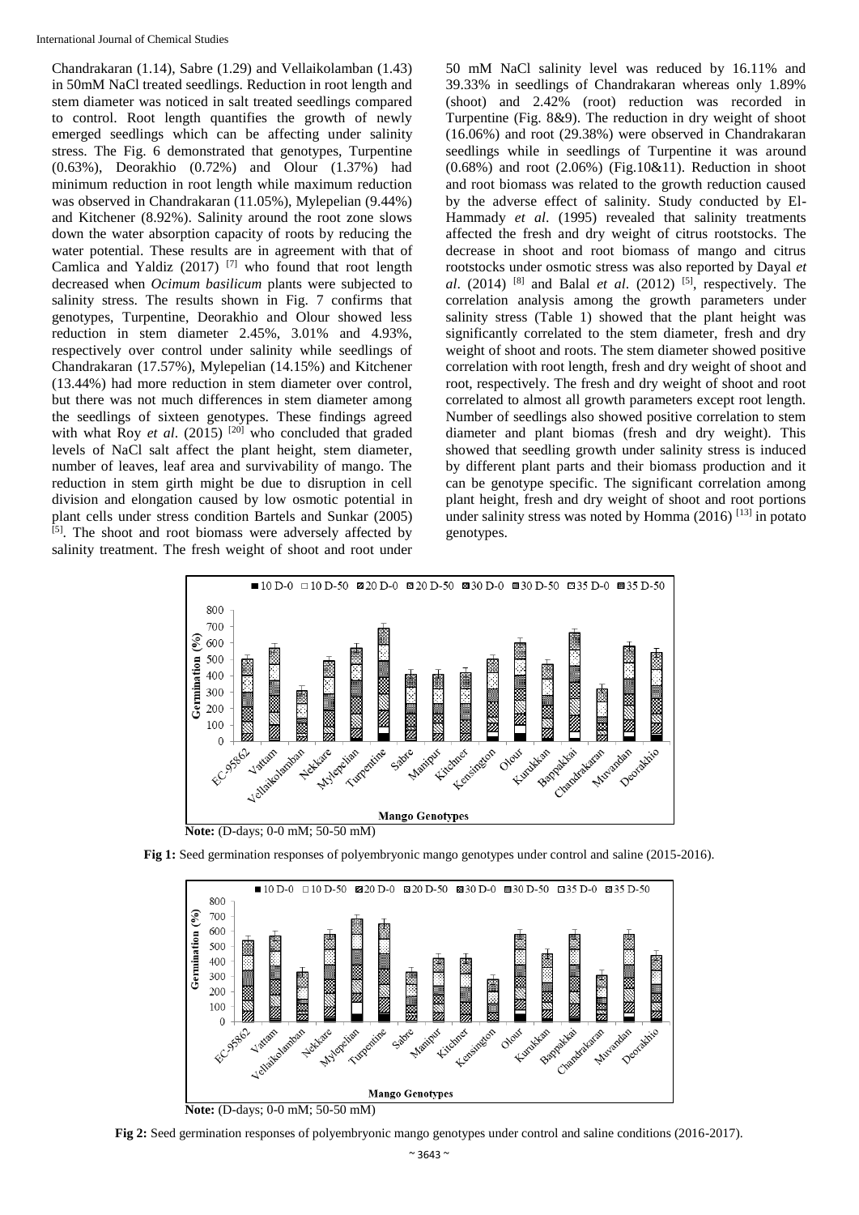Chandrakaran (1.14), Sabre (1.29) and Vellaikolamban (1.43) in 50mM NaCl treated seedlings. Reduction in root length and stem diameter was noticed in salt treated seedlings compared to control. Root length quantifies the growth of newly emerged seedlings which can be affecting under salinity stress. The Fig. 6 demonstrated that genotypes, Turpentine (0.63%), Deorakhio (0.72%) and Olour (1.37%) had minimum reduction in root length while maximum reduction was observed in Chandrakaran (11.05%), Mylepelian (9.44%) and Kitchener (8.92%). Salinity around the root zone slows down the water absorption capacity of roots by reducing the water potential. These results are in agreement with that of Camlica and Yaldiz (2017) [7] who found that root length decreased when *Ocimum basilicum* plants were subjected to salinity stress. The results shown in Fig. 7 confirms that genotypes, Turpentine, Deorakhio and Olour showed less reduction in stem diameter 2.45%, 3.01% and 4.93%, respectively over control under salinity while seedlings of Chandrakaran (17.57%), Mylepelian (14.15%) and Kitchener (13.44%) had more reduction in stem diameter over control, but there was not much differences in stem diameter among the seedlings of sixteen genotypes. These findings agreed with what Roy *et al*. (2015) [20] who concluded that graded levels of NaCl salt affect the plant height, stem diameter, number of leaves, leaf area and survivability of mango. The reduction in stem girth might be due to disruption in cell division and elongation caused by low osmotic potential in plant cells under stress condition Bartels and Sunkar (2005) [5]. The shoot and root biomass were adversely affected by salinity treatment. The fresh weight of shoot and root under 50 mM NaCl salinity level was reduced by 16.11% and 39.33% in seedlings of Chandrakaran whereas only 1.89% (shoot) and 2.42% (root) reduction was recorded in Turpentine (Fig. 8&9). The reduction in dry weight of shoot (16.06%) and root (29.38%) were observed in Chandrakaran seedlings while in seedlings of Turpentine it was around (0.68%) and root (2.06%) (Fig.10&11). Reduction in shoot and root biomass was related to the growth reduction caused by the adverse effect of salinity. Study conducted by El-Hammady *et al*. (1995) revealed that salinity treatments affected the fresh and dry weight of citrus rootstocks. The decrease in shoot and root biomass of mango and citrus rootstocks under osmotic stress was also reported by Dayal *et al*. (2014) [8] and Balal *et al*. (2012) [5], respectively. The correlation analysis among the growth parameters under salinity stress (Table 1) showed that the plant height was significantly correlated to the stem diameter, fresh and dry weight of shoot and roots. The stem diameter showed positive correlation with root length, fresh and dry weight of shoot and root, respectively. The fresh and dry weight of shoot and root correlated to almost all growth parameters except root length. Number of seedlings also showed positive correlation to stem diameter and plant biomas (fresh and dry weight). This showed that seedling growth under salinity stress is induced by different plant parts and their biomass production and it can be genotype specific. The significant correlation among plant height, fresh and dry weight of shoot and root portions under salinity stress was noted by Homma (2016) [13] in potato genotypes.

**Note:** (D-days; 0-0 mM; 50-50 mM)

**Fig 1:** Seed germination responses of polyembryonic mango genotypes under control and saline (2015-2016).

**Note:** (D-days; 0-0 mM; 50-50 mM)

**Fig 2:** Seed germination responses of polyembryonic mango genotypes under control and saline conditions (2016-2017).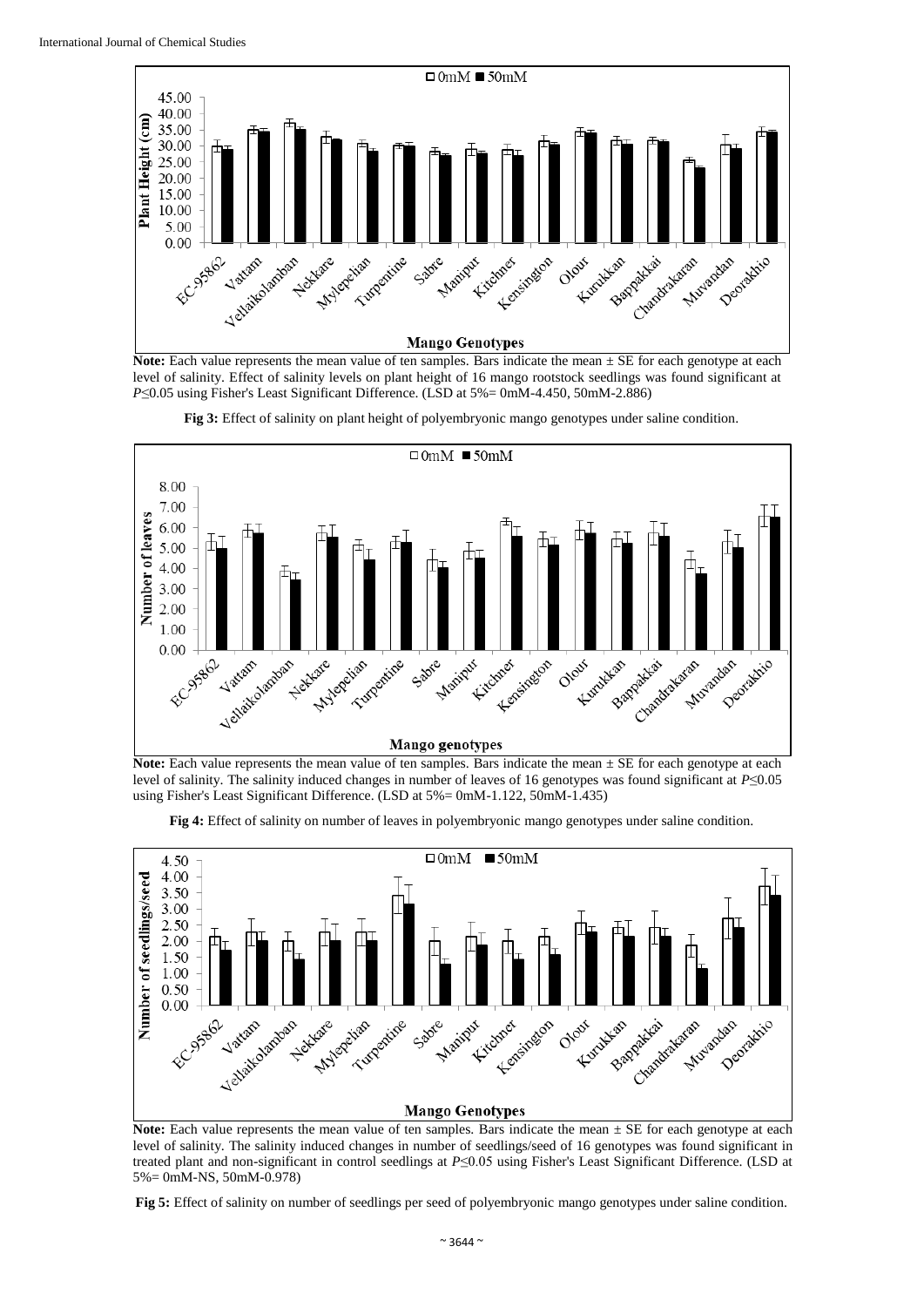**Note:** Each value represents the mean value of ten samples. Bars indicate the mean ± SE for each genotype at each level of salinity. Effect of salinity levels on plant height of 16 mango rootstock seedlings was found significant at *P*≤0.05 using Fisher's Least Significant Difference. (LSD at 5%= 0mM-4.450, 50mM-2.886)

**Fig 3:** Effect of salinity on plant height of polyembryonic mango genotypes under saline condition.

**Note:** Each value represents the mean value of ten samples. Bars indicate the mean ± SE for each genotype at each level of salinity. The salinity induced changes in number of leaves of 16 genotypes was found significant at *P*≤0.05 using Fisher's Least Significant Difference. (LSD at 5%= 0mM-1.122, 50mM-1.435)

**Fig 4:** Effect of salinity on number of leaves in polyembryonic mango genotypes under saline condition.

**Note:** Each value represents the mean value of ten samples. Bars indicate the mean ± SE for each genotype at each level of salinity. The salinity induced changes in number of seedlings/seed of 16 genotypes was found significant in treated plant and non-significant in control seedlings at *P*≤0.05 using Fisher's Least Significant Difference. (LSD at 5%= 0mM-NS, 50mM-0.978)

**Fig 5:** Effect of salinity on number of seedlings per seed of polyembryonic mango genotypes under saline condition.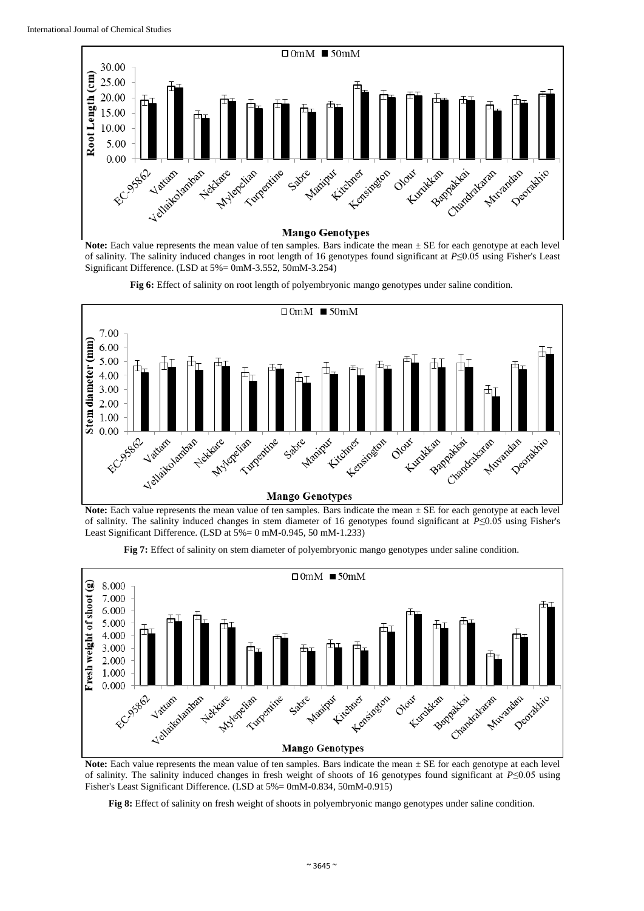**Note:** Each value represents the mean value of ten samples. Bars indicate the mean ± SE for each genotype at each level of salinity. The salinity induced changes in root length of 16 genotypes found significant at *P*≤0.05 using Fisher's Least Significant Difference. (LSD at 5%= 0mM-3.552, 50mM-3.254)

**Fig 6:** Effect of salinity on root length of polyembryonic mango genotypes under saline condition.

**Note:** Each value represents the mean value of ten samples. Bars indicate the mean ± SE for each genotype at each level of salinity. The salinity induced changes in stem diameter of 16 genotypes found significant at *P*≤0.05 using Fisher's Least Significant Difference. (LSD at 5%= 0 mM-0.945, 50 mM-1.233)

**Fig 7:** Effect of salinity on stem diameter of polyembryonic mango genotypes under saline condition.

**Note:** Each value represents the mean value of ten samples. Bars indicate the mean ± SE for each genotype at each level of salinity. The salinity induced changes in fresh weight of shoots of 16 genotypes found significant at *P*≤0.05 using Fisher's Least Significant Difference. (LSD at 5%= 0mM-0.834, 50mM-0.915)

**Fig 8:** Effect of salinity on fresh weight of shoots in polyembryonic mango genotypes under saline condition.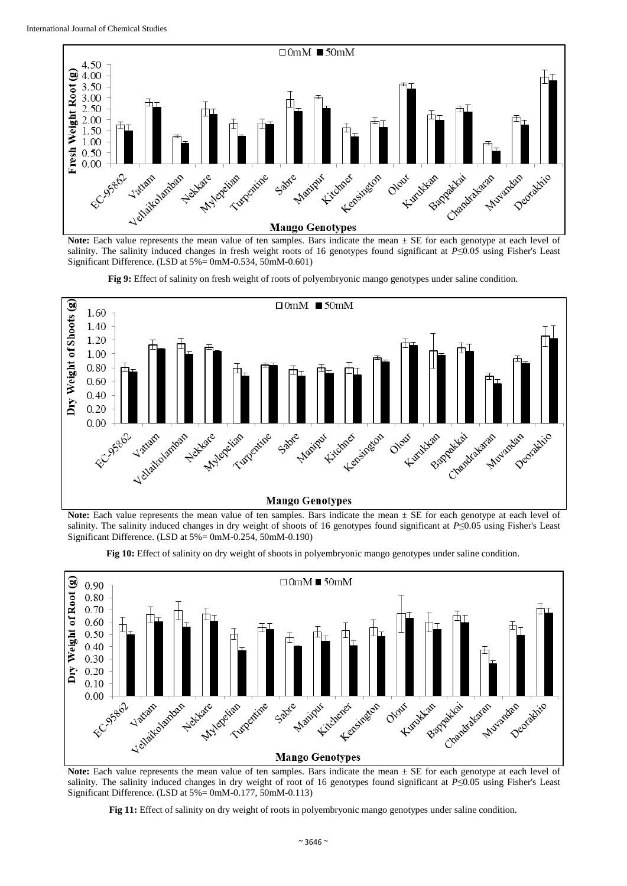**Note:** Each value represents the mean value of ten samples. Bars indicate the mean ± SE for each genotype at each level of salinity. The salinity induced changes in fresh weight roots of 16 genotypes found significant at $P \leq 0.05$ using Fisher's Least Significant Difference. (LSD at 5%= 0mM-0.534, 50mM-0.601)

**Fig 9:** Effect of salinity on fresh weight of roots of polyembryonic mango genotypes under saline condition.

**Note:** Each value represents the mean value of ten samples. Bars indicate the mean ± SE for each genotype at each level of salinity. The salinity induced changes in dry weight of shoots of 16 genotypes found significant at $P \leq 0.05$ using Fisher's Least Significant Difference. (LSD at 5%= 0mM-0.254, 50mM-0.190)

**Fig 10:** Effect of salinity on dry weight of shoots in polyembryonic mango genotypes under saline condition.

**Note:** Each value represents the mean value of ten samples. Bars indicate the mean ± SE for each genotype at each level of salinity. The salinity induced changes in dry weight of root of 16 genotypes found significant at $P \leq 0.05$ using Fisher's Least Significant Difference. (LSD at 5%= 0mM-0.177, 50mM-0.113)

**Fig 11:** Effect of salinity on dry weight of roots in polyembryonic mango genotypes under saline condition.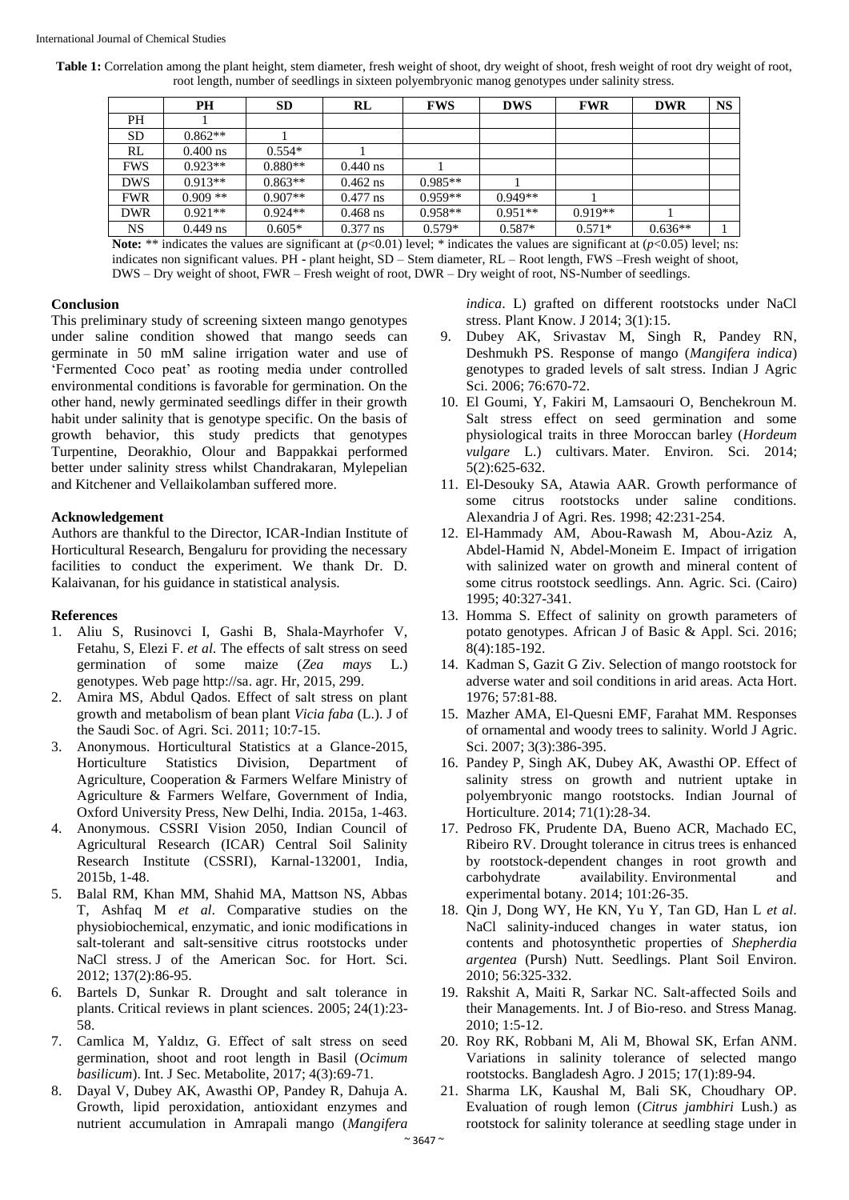**Table 1:** Correlation among the plant height, stem diameter, fresh weight of shoot, dry weight of shoot, fresh weight of root dry weight of root, root length, number of seedlings in sixteen polyembryonic manog genotypes under salinity stress.

| | PH | SD | RL | FWS | DWS | FWR | DWR | NS |
|---|---|---|---|---|---|---|---|---|
| PH | 1 | | | | | | | |
| SD | 0.862** | 1 | | | | | | |
| RL | 0.400 ns | 0.554* | 1 | | | | | |
| FWS | 0.923** | 0.880** | 0.440 ns | 1 | | | | |
| DWS | 0.913** | 0.863** | 0.462 ns | 0.985** | 1 | | | |
| FWR | 0.909 ** | 0.907** | 0.477 ns | 0.959** | 0.949** | 1 | | |
| DWR | 0.921** | 0.924** | 0.468 ns | 0.958** | 0.951** | 0.919** | 1 | |
| NS | 0.449 ns | 0.605* | 0.377 ns | 0.579* | 0.587* | 0.571* | 0.636** | 1 |

**Note:** ** indicates the values are significant at ($p<0.01$) level; * indicates the values are significant at ($p<0.05$) level; ns: indicates non significant values. PH - plant height, SD – Stem diameter, RL – Root length, FWS –Fresh weight of shoot, DWS – Dry weight of shoot, FWR – Fresh weight of root, DWR – Dry weight of root, NS-Number of seedlings.

## Conclusion

This preliminary study of screening sixteen mango genotypes under saline condition showed that mango seeds can germinate in 50 mM saline irrigation water and use of 'Fermented Coco peat' as rooting media under controlled environmental conditions is favorable for germination. On the other hand, newly germinated seedlings differ in their growth habit under salinity that is genotype specific. On the basis of growth behavior, this study predicts that genotypes Turpentine, Deorakhio, Olour and Bappakkai performed better under salinity stress whilst Chandrakaran, Mylepelian and Kitchener and Vellaikolamban suffered more.

## Acknowledgement

Authors are thankful to the Director, ICAR-Indian Institute of Horticultural Research, Bengaluru for providing the necessary facilities to conduct the experiment. We thank Dr. D. Kalaivanan, for his guidance in statistical analysis.

## References

1. Aliu S, Rusinovci I, Gashi B, Shala-Mayrhofer V, Fetahu, S, Elezi F. *et al*. The effects of salt stress on seed germination of some maize (*Zea mays* L.) genotypes. Web page http://sa. agr. Hr, 2015, 299.
2. Amira MS, Abdul Qados. Effect of salt stress on plant growth and metabolism of bean plant *Vicia faba* (L.). J of the Saudi Soc. of Agri. Sci. 2011; 10:7-15.
3. Anonymous. Horticultural Statistics at a Glance-2015, Horticulture Statistics Division, Department of Agriculture, Cooperation & Farmers Welfare Ministry of Agriculture & Farmers Welfare, Government of India, Oxford University Press, New Delhi, India. 2015a, 1-463.
4. Anonymous. CSSRI Vision 2050, Indian Council of Agricultural Research (ICAR) Central Soil Salinity Research Institute (CSSRI), Karnal-132001, India, 2015b, 1-48.
5. Balal RM, Khan MM, Shahid MA, Mattson NS, Abbas T, Ashfaq M *et al*. Comparative studies on the physiobiochemical, enzymatic, and ionic modifications in salt-tolerant and salt-sensitive citrus rootstocks under NaCl stress. J of the American Soc. for Hort. Sci. 2012; 137(2):86-95.
6. Bartels D, Sunkar R. Drought and salt tolerance in plants. Critical reviews in plant sciences. 2005; 24(1):23-58.
7. Camlica M, Yaldız, G. Effect of salt stress on seed germination, shoot and root length in Basil (*Ocimum basilicum*). Int. J Sec. Metabolite, 2017; 4(3):69-71.
8. Dayal V, Dubey AK, Awasthi OP, Pandey R, Dahuja A. Growth, lipid peroxidation, antioxidant enzymes and nutrient accumulation in Amrapali mango (*Mangifera indica*. L) grafted on different rootstocks under NaCl stress. Plant Know. J 2014; 3(1):15.
9. Dubey AK, Srivastav M, Singh R, Pandey RN, Deshmukh PS. Response of mango (*Mangifera indica*) genotypes to graded levels of salt stress. Indian J Agric Sci. 2006; 76:670-72.
10. El Goumi, Y, Fakiri M, Lamsaouri O, Benchekroun M. Salt stress effect on seed germination and some physiological traits in three Moroccan barley (*Hordeum vulgare* L.) cultivars. Mater. Environ. Sci. 2014; 5(2):625-632.
11. El-Desouky SA, Atawia AAR. Growth performance of some citrus rootstocks under saline conditions. Alexandria J of Agri. Res. 1998; 42:231-254.
12. El-Hammady AM, Abou-Rawash M, Abou-Aziz A, Abdel-Hamid N, Abdel-Moneim E. Impact of irrigation with salinized water on growth and mineral content of some citrus rootstock seedlings. Ann. Agric. Sci. (Cairo) 1995; 40:327-341.
13. Homma S. Effect of salinity on growth parameters of potato genotypes. African J of Basic & Appl. Sci. 2016; 8(4):185-192.
14. Kadman S, Gazit G Ziv. Selection of mango rootstock for adverse water and soil conditions in arid areas. Acta Hort. 1976; 57:81-88.
15. Mazher AMA, El-Quesni EMF, Farahat MM. Responses of ornamental and woody trees to salinity. World J Agric. Sci. 2007; 3(3):386-395.
16. Pandey P, Singh AK, Dubey AK, Awasthi OP. Effect of salinity stress on growth and nutrient uptake in polyembryonic mango rootstocks. Indian Journal of Horticulture. 2014; 71(1):28-34.
17. Pedroso FK, Prudente DA, Bueno ACR, Machado EC, Ribeiro RV. Drought tolerance in citrus trees is enhanced by rootstock-dependent changes in root growth and carbohydrate availability. Environmental and experimental botany. 2014; 101:26-35.
18. Qin J, Dong WY, He KN, Yu Y, Tan GD, Han L *et al*. NaCl salinity-induced changes in water status, ion contents and photosynthetic properties of *Shepherdia argentea* (Pursh) Nutt. Seedlings. Plant Soil Environ. 2010; 56:325-332.
19. Rakshit A, Maiti R, Sarkar NC. Salt-affected Soils and their Managements. Int. J of Bio-reso. and Stress Manag. 2010; 1:5-12.
20. Roy RK, Robbani M, Ali M, Bhowal SK, Erfan ANM. Variations in salinity tolerance of selected mango rootstocks. Bangladesh Agro. J 2015; 17(1):89-94.
21. Sharma LK, Kaushal M, Bali SK, Choudhary OP. Evaluation of rough lemon (*Citrus jambhiri* Lush.) as rootstock for salinity tolerance at seedling stage under in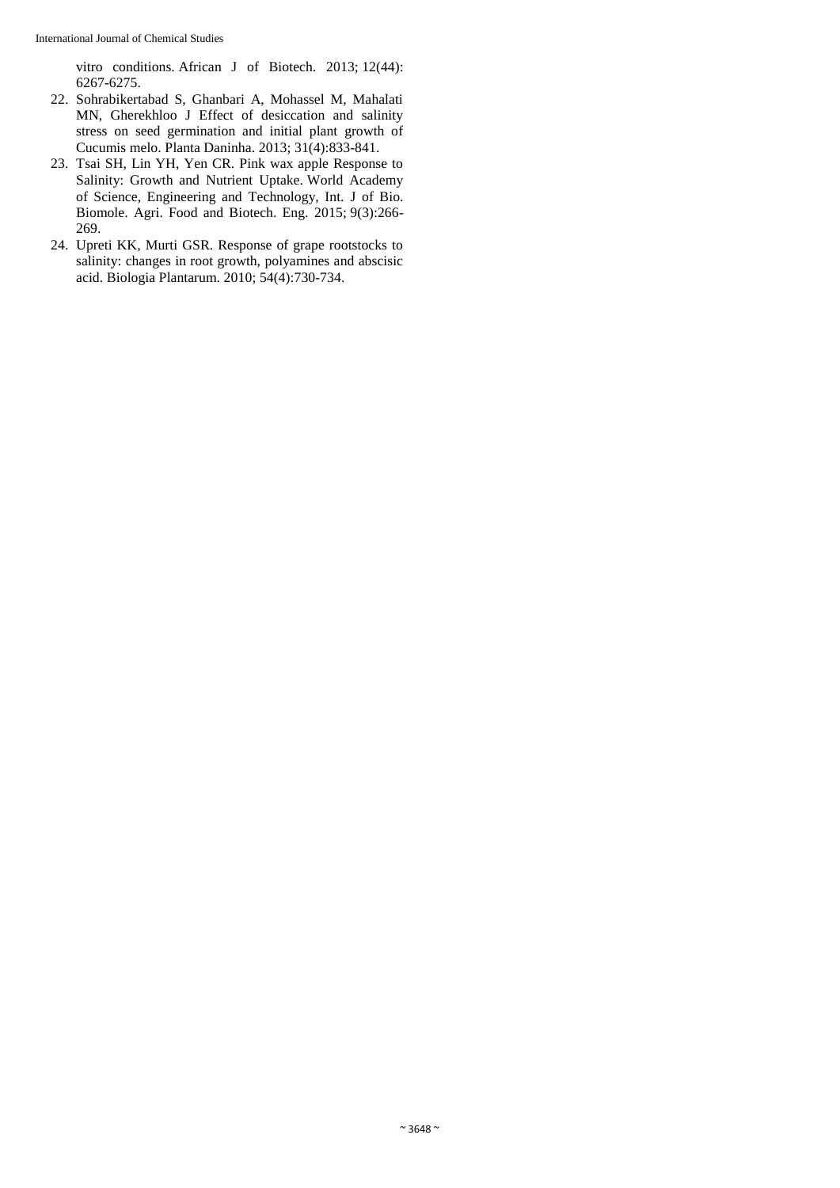vitro conditions. African J of Biotech. 2013; 12(44): 6267-6275.

22. Sohrabikertabad S, Ghanbari A, Mohassel M, Mahalati MN, Gherekhloo J Effect of desiccation and salinity stress on seed germination and initial plant growth of Cucumis melo. Planta Daninha. 2013; 31(4):833-841.
23. Tsai SH, Lin YH, Yen CR. Pink wax apple Response to Salinity: Growth and Nutrient Uptake. World Academy of Science, Engineering and Technology, Int. J of Bio. Biomole. Agri. Food and Biotech. Eng. 2015; 9(3):266-269.
24. Upreti KK, Murti GSR. Response of grape rootstocks to salinity: changes in root growth, polyamines and abscisic acid. Biologia Plantarum. 2010; 54(4):730-734.